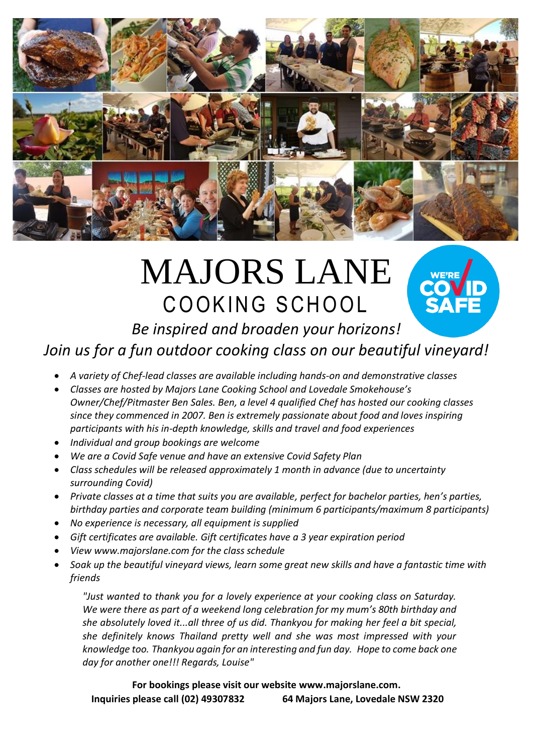# MAJORS LANE
## COOKING SCHOOL

*Be inspired and broaden your horizons!*

*Join us for a fun outdoor cooking class on our beautiful vineyard!*

- *A variety of Chef-lead classes are available including hands-on and demonstrative classes*
- *Classes are hosted by Majors Lane Cooking School and Lovedale Smokehouse's Owner/Chef/Pitmaster Ben Sales. Ben, a level 4 qualified Chef has hosted our cooking classes since they commenced in 2007. Ben is extremely passionate about food and loves inspiring participants with his in-depth knowledge, skills and travel and food experiences*
- *Individual and group bookings are welcome*
- *We are a Covid Safe venue and have an extensive Covid Safety Plan*
- *Class schedules will be released approximately 1 month in advance (due to uncertainty surrounding Covid)*
- *Private classes at a time that suits you are available, perfect for bachelor parties, hen's parties, birthday parties and corporate team building (minimum 6 participants/maximum 8 participants)*
- *No experience is necessary, all equipment is supplied*
- *Gift certificates are available. Gift certificates have a 3 year expiration period*
- *View www.majorslane.com for the class schedule*
- *Soak up the beautiful vineyard views, learn some great new skills and have a fantastic time with friends*

> *"Just wanted to thank you for a lovely experience at your cooking class on Saturday. We were there as part of a weekend long celebration for my mum's 80th birthday and she absolutely loved it...all three of us did. Thankyou for making her feel a bit special, she definitely knows Thailand pretty well and she was most impressed with your knowledge too. Thankyou again for an interesting and fun day. Hope to come back one day for another one!!! Regards, Louise"*

**For bookings please visit our website www.majorslane.com.**

**Inquiries please call (02) 49307832 64 Majors Lane, Lovedale NSW 2320**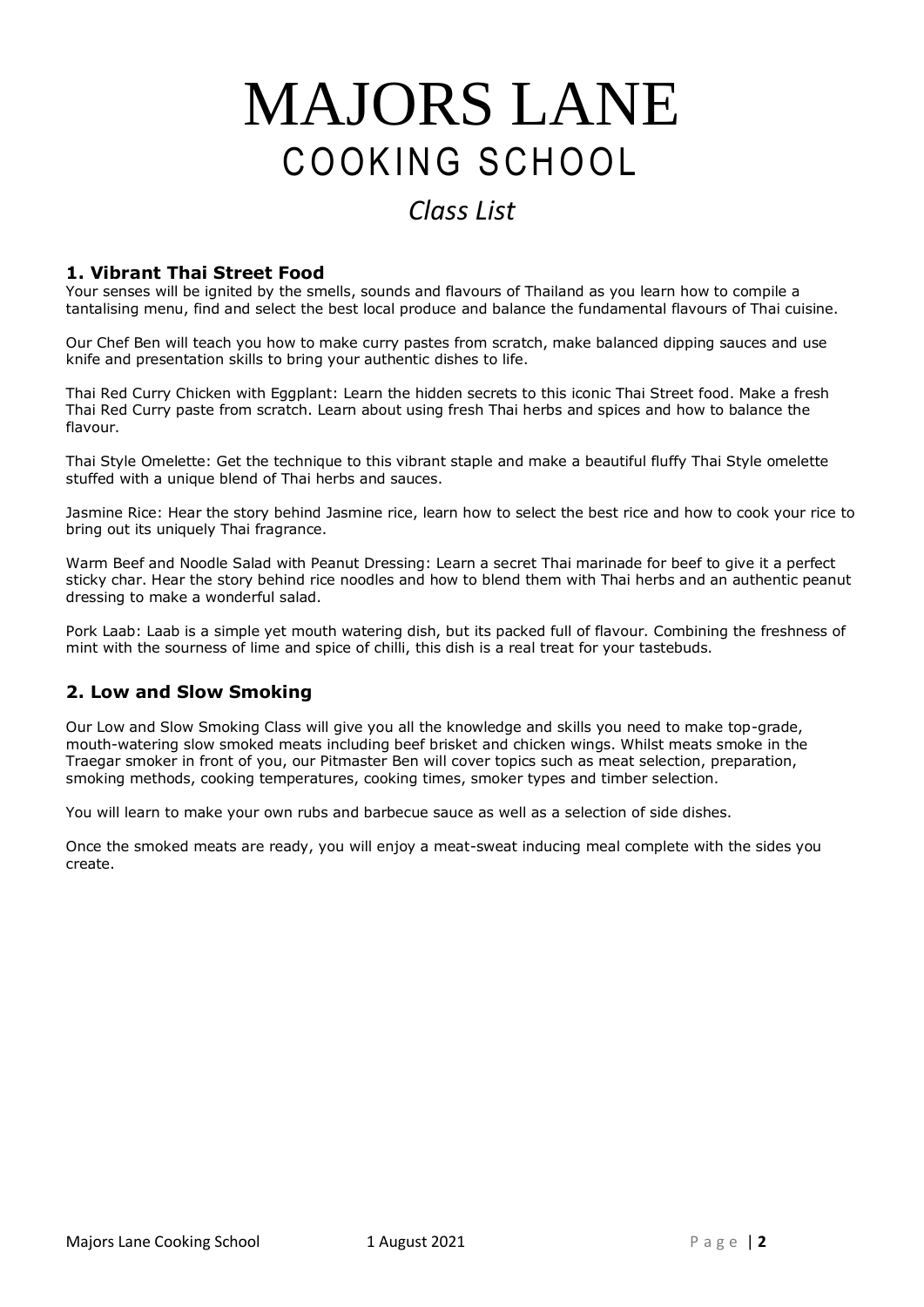# MAJORS LANE
# COOKING SCHOOL

## *Class List*

### 1. Vibrant Thai Street Food

Your senses will be ignited by the smells, sounds and flavours of Thailand as you learn how to compile a tantalising menu, find and select the best local produce and balance the fundamental flavours of Thai cuisine.

Our Chef Ben will teach you how to make curry pastes from scratch, make balanced dipping sauces and use knife and presentation skills to bring your authentic dishes to life.

Thai Red Curry Chicken with Eggplant: Learn the hidden secrets to this iconic Thai Street food. Make a fresh Thai Red Curry paste from scratch. Learn about using fresh Thai herbs and spices and how to balance the flavour.

Thai Style Omelette: Get the technique to this vibrant staple and make a beautiful fluffy Thai Style omelette stuffed with a unique blend of Thai herbs and sauces.

Jasmine Rice: Hear the story behind Jasmine rice, learn how to select the best rice and how to cook your rice to bring out its uniquely Thai fragrance.

Warm Beef and Noodle Salad with Peanut Dressing: Learn a secret Thai marinade for beef to give it a perfect sticky char. Hear the story behind rice noodles and how to blend them with Thai herbs and an authentic peanut dressing to make a wonderful salad.

Pork Laab: Laab is a simple yet mouth watering dish, but its packed full of flavour. Combining the freshness of mint with the sourness of lime and spice of chilli, this dish is a real treat for your tastebuds.

### 2. Low and Slow Smoking

Our Low and Slow Smoking Class will give you all the knowledge and skills you need to make top-grade, mouth-watering slow smoked meats including beef brisket and chicken wings. Whilst meats smoke in the Traegar smoker in front of you, our Pitmaster Ben will cover topics such as meat selection, preparation, smoking methods, cooking temperatures, cooking times, smoker types and timber selection.

You will learn to make your own rubs and barbecue sauce as well as a selection of side dishes.

Once the smoked meats are ready, you will enjoy a meat-sweat inducing meal complete with the sides you create.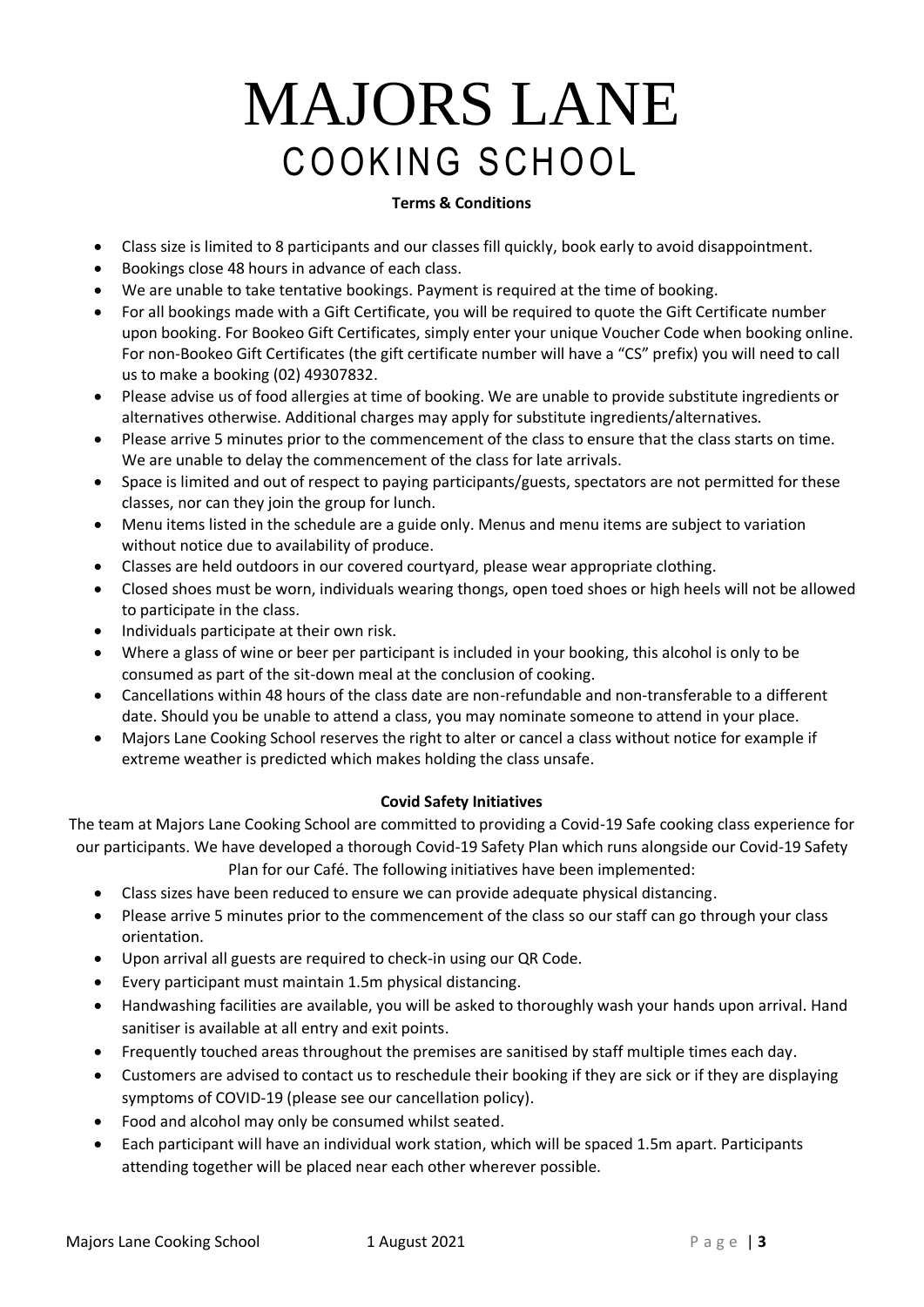# MAJORS LANE
## COOKING SCHOOL

**Terms & Conditions**

- Class size is limited to 8 participants and our classes fill quickly, book early to avoid disappointment.
- Bookings close 48 hours in advance of each class.
- We are unable to take tentative bookings. Payment is required at the time of booking.
- For all bookings made with a Gift Certificate, you will be required to quote the Gift Certificate number upon booking. For Bookeo Gift Certificates, simply enter your unique Voucher Code when booking online. For non-Bookeo Gift Certificates (the gift certificate number will have a "CS" prefix) you will need to call us to make a booking (02) 49307832.
- Please advise us of food allergies at time of booking. We are unable to provide substitute ingredients or alternatives otherwise. Additional charges may apply for substitute ingredients/alternatives.
- Please arrive 5 minutes prior to the commencement of the class to ensure that the class starts on time. We are unable to delay the commencement of the class for late arrivals.
- Space is limited and out of respect to paying participants/guests, spectators are not permitted for these classes, nor can they join the group for lunch.
- Menu items listed in the schedule are a guide only. Menus and menu items are subject to variation without notice due to availability of produce.
- Classes are held outdoors in our covered courtyard, please wear appropriate clothing.
- Closed shoes must be worn, individuals wearing thongs, open toed shoes or high heels will not be allowed to participate in the class.
- Individuals participate at their own risk.
- Where a glass of wine or beer per participant is included in your booking, this alcohol is only to be consumed as part of the sit-down meal at the conclusion of cooking.
- Cancellations within 48 hours of the class date are non-refundable and non-transferable to a different date. Should you be unable to attend a class, you may nominate someone to attend in your place.
- Majors Lane Cooking School reserves the right to alter or cancel a class without notice for example if extreme weather is predicted which makes holding the class unsafe.

**Covid Safety Initiatives**

The team at Majors Lane Cooking School are committed to providing a Covid-19 Safe cooking class experience for our participants. We have developed a thorough Covid-19 Safety Plan which runs alongside our Covid-19 Safety Plan for our Café. The following initiatives have been implemented:

- Class sizes have been reduced to ensure we can provide adequate physical distancing.
- Please arrive 5 minutes prior to the commencement of the class so our staff can go through your class orientation.
- Upon arrival all guests are required to check-in using our QR Code.
- Every participant must maintain 1.5m physical distancing.
- Handwashing facilities are available, you will be asked to thoroughly wash your hands upon arrival. Hand sanitiser is available at all entry and exit points.
- Frequently touched areas throughout the premises are sanitised by staff multiple times each day.
- Customers are advised to contact us to reschedule their booking if they are sick or if they are displaying symptoms of COVID-19 (please see our cancellation policy).
- Food and alcohol may only be consumed whilst seated.
- Each participant will have an individual work station, which will be spaced 1.5m apart. Participants attending together will be placed near each other wherever possible.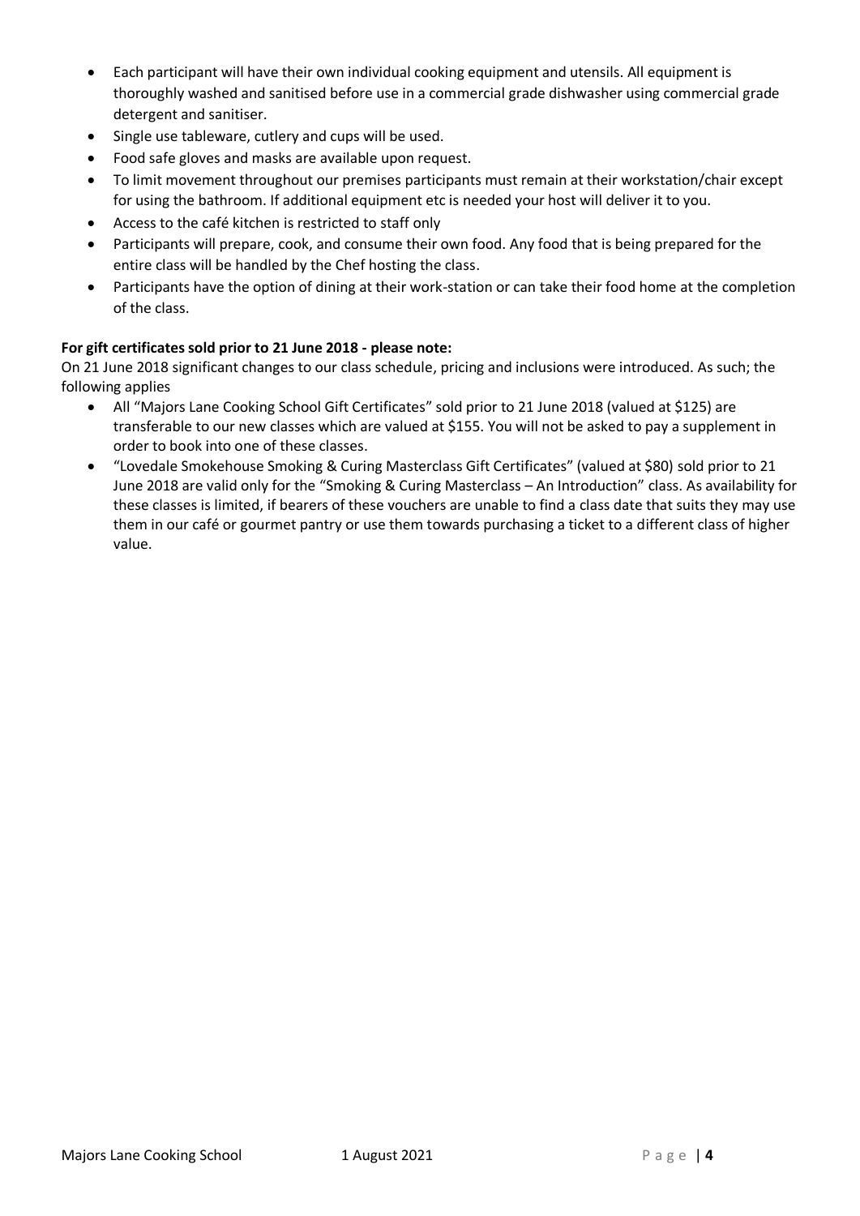- Each participant will have their own individual cooking equipment and utensils. All equipment is thoroughly washed and sanitised before use in a commercial grade dishwasher using commercial grade detergent and sanitiser.
- Single use tableware, cutlery and cups will be used.
- Food safe gloves and masks are available upon request.
- To limit movement throughout our premises participants must remain at their workstation/chair except for using the bathroom. If additional equipment etc is needed your host will deliver it to you.
- Access to the café kitchen is restricted to staff only
- Participants will prepare, cook, and consume their own food. Any food that is being prepared for the entire class will be handled by the Chef hosting the class.
- Participants have the option of dining at their work-station or can take their food home at the completion of the class.

**For gift certificates sold prior to 21 June 2018 - please note:**

On 21 June 2018 significant changes to our class schedule, pricing and inclusions were introduced. As such; the following applies

- All "Majors Lane Cooking School Gift Certificates" sold prior to 21 June 2018 (valued at $125) are transferable to our new classes which are valued at $155. You will not be asked to pay a supplement in order to book into one of these classes.
- "Lovedale Smokehouse Smoking & Curing Masterclass Gift Certificates" (valued at $80) sold prior to 21 June 2018 are valid only for the "Smoking & Curing Masterclass – An Introduction" class. As availability for these classes is limited, if bearers of these vouchers are unable to find a class date that suits they may use them in our café or gourmet pantry or use them towards purchasing a ticket to a different class of higher value.